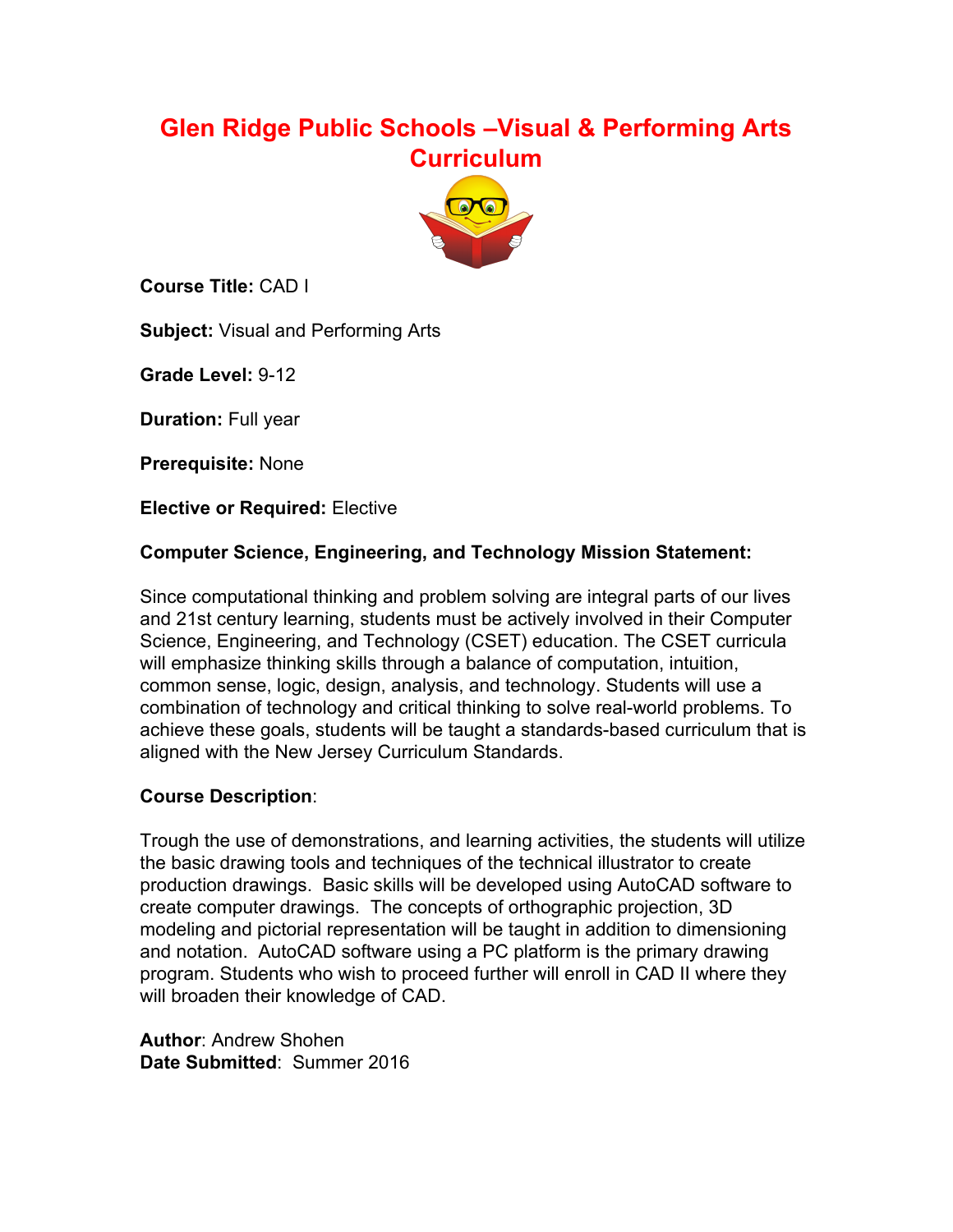# Glen Ridge Public Schools –Visual & Performing Arts Curriculum

**Course Title:** CAD I

**Subject:** Visual and Performing Arts

**Grade Level:** 9-12

**Duration:** Full year

**Prerequisite:** None

**Elective or Required:** Elective

**Computer Science, Engineering, and Technology Mission Statement:**

Since computational thinking and problem solving are integral parts of our lives and 21st century learning, students must be actively involved in their Computer Science, Engineering, and Technology (CSET) education. The CSET curricula will emphasize thinking skills through a balance of computation, intuition, common sense, logic, design, analysis, and technology. Students will use a combination of technology and critical thinking to solve real-world problems. To achieve these goals, students will be taught a standards-based curriculum that is aligned with the New Jersey Curriculum Standards.

**Course Description**:

Trough the use of demonstrations, and learning activities, the students will utilize the basic drawing tools and techniques of the technical illustrator to create production drawings. Basic skills will be developed using AutoCAD software to create computer drawings. The concepts of orthographic projection, 3D modeling and pictorial representation will be taught in addition to dimensioning and notation. AutoCAD software using a PC platform is the primary drawing program. Students who wish to proceed further will enroll in CAD II where they will broaden their knowledge of CAD.

**Author**: Andrew Shohen
**Date Submitted**: Summer 2016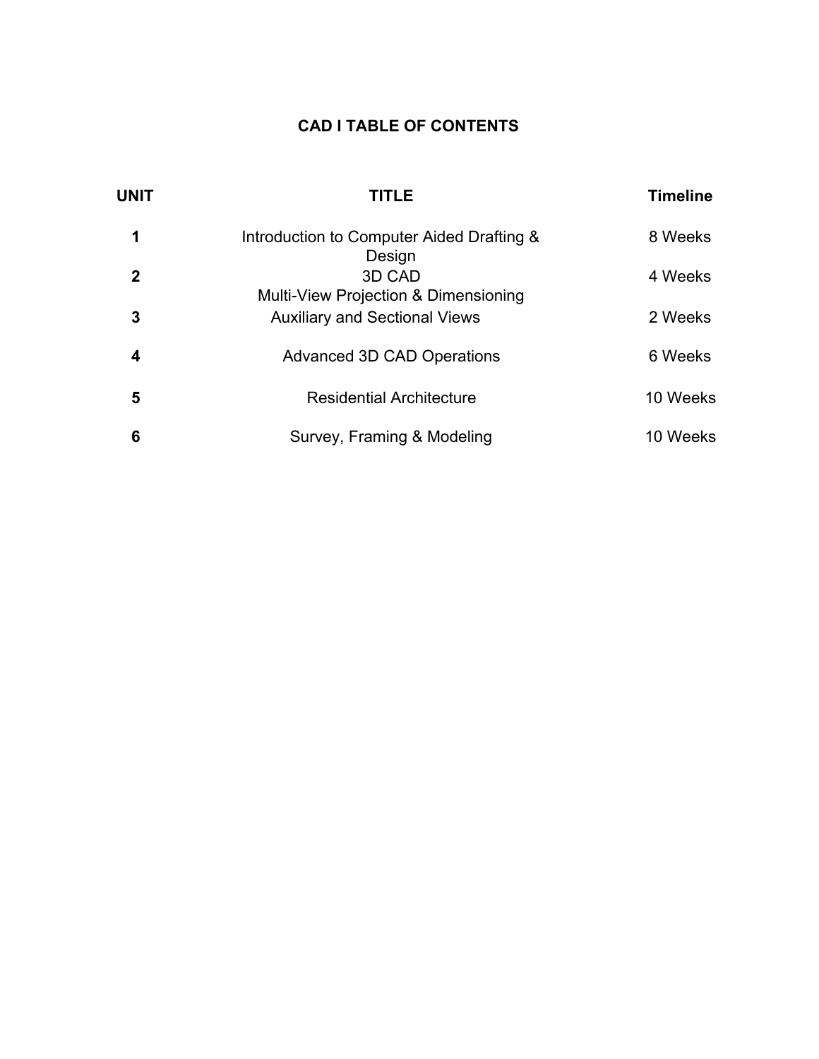# CAD I TABLE OF CONTENTS

| UNIT | TITLE | Timeline |
| --- | --- | --- |
| 1 | Introduction to Computer Aided Drafting & Design | 8 Weeks |
| 2 | 3D CAD Multi-View Projection & Dimensioning | 4 Weeks |
| 3 | Auxiliary and Sectional Views | 2 Weeks |
| 4 | Advanced 3D CAD Operations | 6 Weeks |
| 5 | Residential Architecture | 10 Weeks |
| 6 | Survey, Framing & Modeling | 10 Weeks |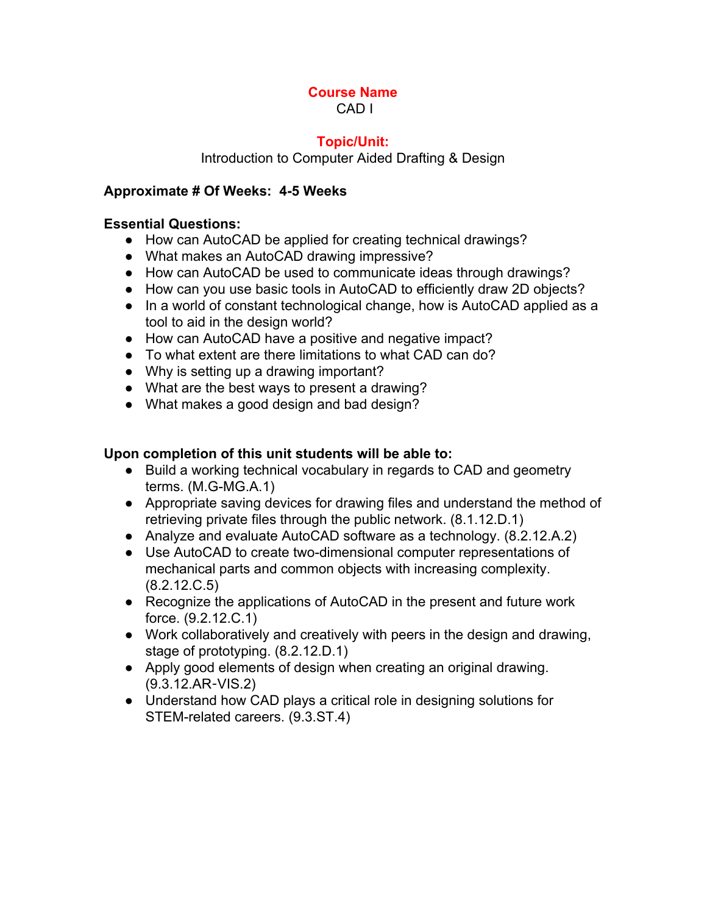**Course Name**

CAD I

**Topic/Unit:**

Introduction to Computer Aided Drafting & Design

**Approximate # Of Weeks: 4-5 Weeks**

**Essential Questions:**

- How can AutoCAD be applied for creating technical drawings?
- What makes an AutoCAD drawing impressive?
- How can AutoCAD be used to communicate ideas through drawings?
- How can you use basic tools in AutoCAD to efficiently draw 2D objects?
- In a world of constant technological change, how is AutoCAD applied as a tool to aid in the design world?
- How can AutoCAD have a positive and negative impact?
- To what extent are there limitations to what CAD can do?
- Why is setting up a drawing important?
- What are the best ways to present a drawing?
- What makes a good design and bad design?

**Upon completion of this unit students will be able to:**

- Build a working technical vocabulary in regards to CAD and geometry terms. (M.G-MG.A.1)
- Appropriate saving devices for drawing files and understand the method of retrieving private files through the public network. (8.1.12.D.1)
- Analyze and evaluate AutoCAD software as a technology. (8.2.12.A.2)
- Use AutoCAD to create two-dimensional computer representations of mechanical parts and common objects with increasing complexity. (8.2.12.C.5)
- Recognize the applications of AutoCAD in the present and future work force. (9.2.12.C.1)
- Work collaboratively and creatively with peers in the design and drawing, stage of prototyping. (8.2.12.D.1)
- Apply good elements of design when creating an original drawing. (9.3.12.AR-VIS.2)
- Understand how CAD plays a critical role in designing solutions for STEM-related careers. (9.3.ST.4)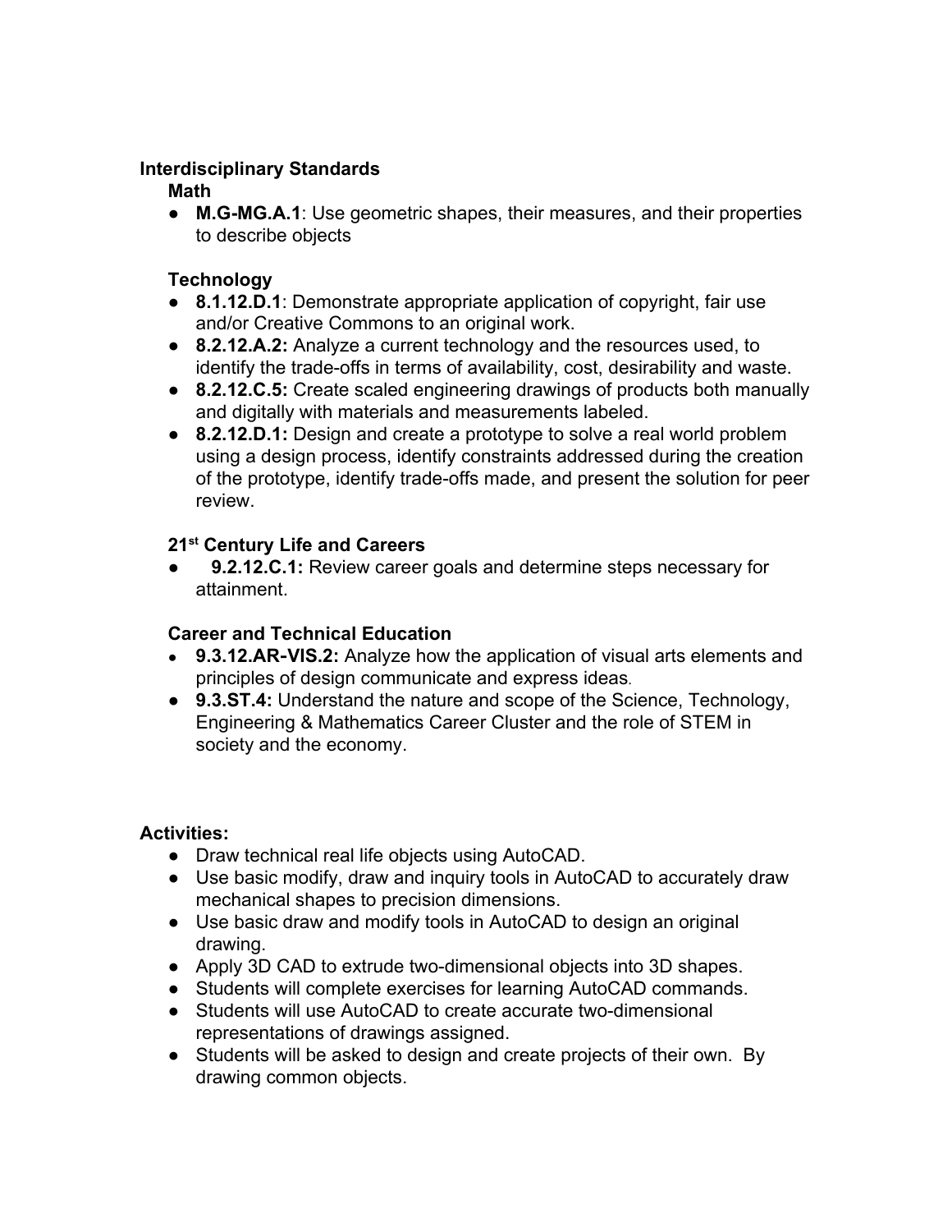**Interdisciplinary Standards**

**Math**

- **M.G-MG.A.1**: Use geometric shapes, their measures, and their properties to describe objects

**Technology**

- **8.1.12.D.1**: Demonstrate appropriate application of copyright, fair use and/or Creative Commons to an original work.
- **8.2.12.A.2:** Analyze a current technology and the resources used, to identify the trade-offs in terms of availability, cost, desirability and waste.
- **8.2.12.C.5:** Create scaled engineering drawings of products both manually and digitally with materials and measurements labeled.
- **8.2.12.D.1:** Design and create a prototype to solve a real world problem using a design process, identify constraints addressed during the creation of the prototype, identify trade-offs made, and present the solution for peer review.

**21st Century Life and Careers**

- **9.2.12.C.1:** Review career goals and determine steps necessary for attainment.

**Career and Technical Education**

- **9.3.12.AR-VIS.2:** Analyze how the application of visual arts elements and principles of design communicate and express ideas.
- **9.3.ST.4:** Understand the nature and scope of the Science, Technology, Engineering & Mathematics Career Cluster and the role of STEM in society and the economy.

**Activities:**

- Draw technical real life objects using AutoCAD.
- Use basic modify, draw and inquiry tools in AutoCAD to accurately draw mechanical shapes to precision dimensions.
- Use basic draw and modify tools in AutoCAD to design an original drawing.
- Apply 3D CAD to extrude two-dimensional objects into 3D shapes.
- Students will complete exercises for learning AutoCAD commands.
- Students will use AutoCAD to create accurate two-dimensional representations of drawings assigned.
- Students will be asked to design and create projects of their own. By drawing common objects.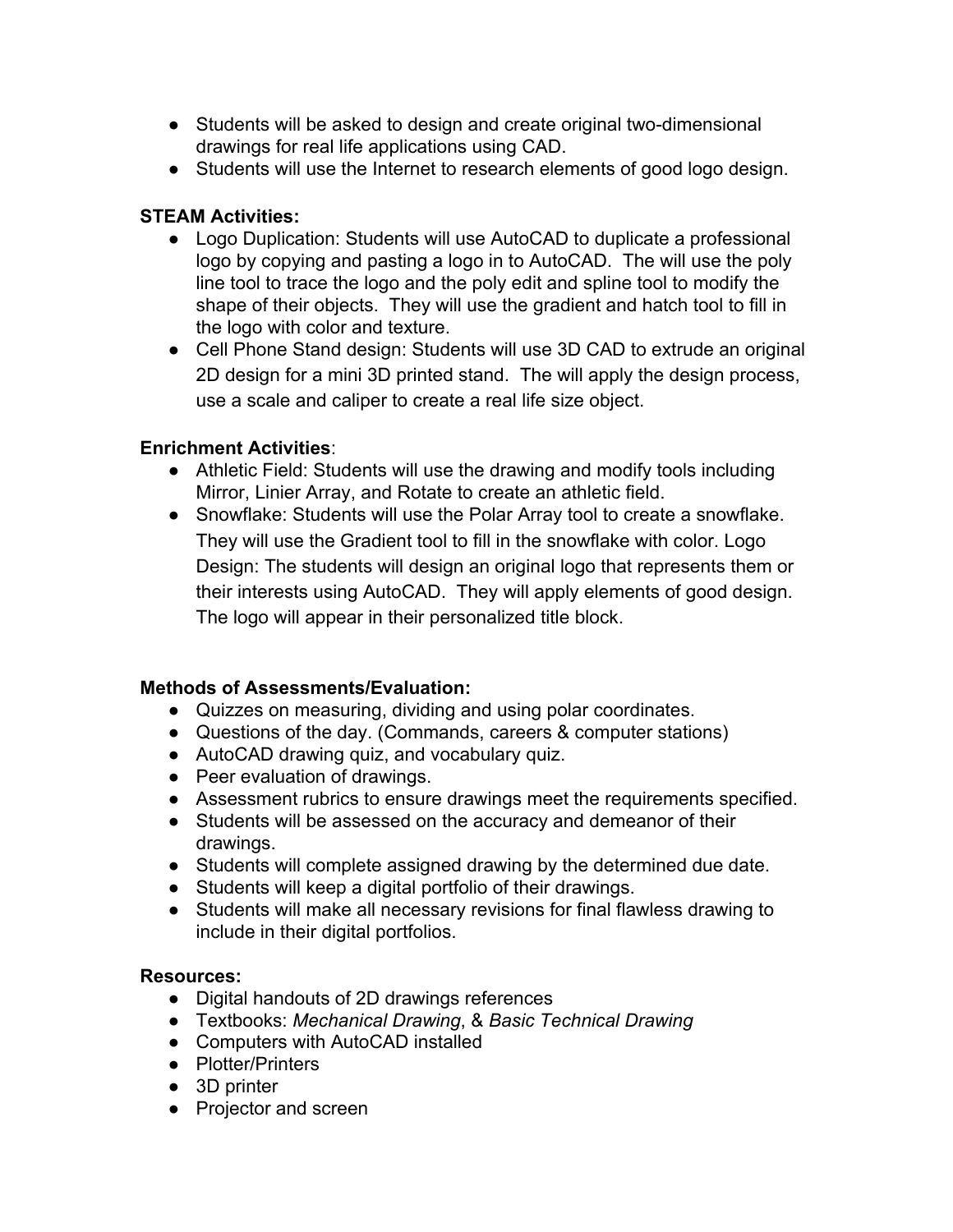- Students will be asked to design and create original two-dimensional drawings for real life applications using CAD.
- Students will use the Internet to research elements of good logo design.

**STEAM Activities:**

- Logo Duplication: Students will use AutoCAD to duplicate a professional logo by copying and pasting a logo in to AutoCAD. The will use the poly line tool to trace the logo and the poly edit and spline tool to modify the shape of their objects. They will use the gradient and hatch tool to fill in the logo with color and texture.
- Cell Phone Stand design: Students will use 3D CAD to extrude an original 2D design for a mini 3D printed stand. The will apply the design process, use a scale and caliper to create a real life size object.

**Enrichment Activities**:

- Athletic Field: Students will use the drawing and modify tools including Mirror, Linier Array, and Rotate to create an athletic field.
- Snowflake: Students will use the Polar Array tool to create a snowflake. They will use the Gradient tool to fill in the snowflake with color. Logo Design: The students will design an original logo that represents them or their interests using AutoCAD. They will apply elements of good design. The logo will appear in their personalized title block.

**Methods of Assessments/Evaluation:**

- Quizzes on measuring, dividing and using polar coordinates.
- Questions of the day. (Commands, careers & computer stations)
- AutoCAD drawing quiz, and vocabulary quiz.
- Peer evaluation of drawings.
- Assessment rubrics to ensure drawings meet the requirements specified.
- Students will be assessed on the accuracy and demeanor of their drawings.
- Students will complete assigned drawing by the determined due date.
- Students will keep a digital portfolio of their drawings.
- Students will make all necessary revisions for final flawless drawing to include in their digital portfolios.

**Resources:**

- Digital handouts of 2D drawings references
- Textbooks: *Mechanical Drawing*, & *Basic Technical Drawing*
- Computers with AutoCAD installed
- Plotter/Printers
- 3D printer
- Projector and screen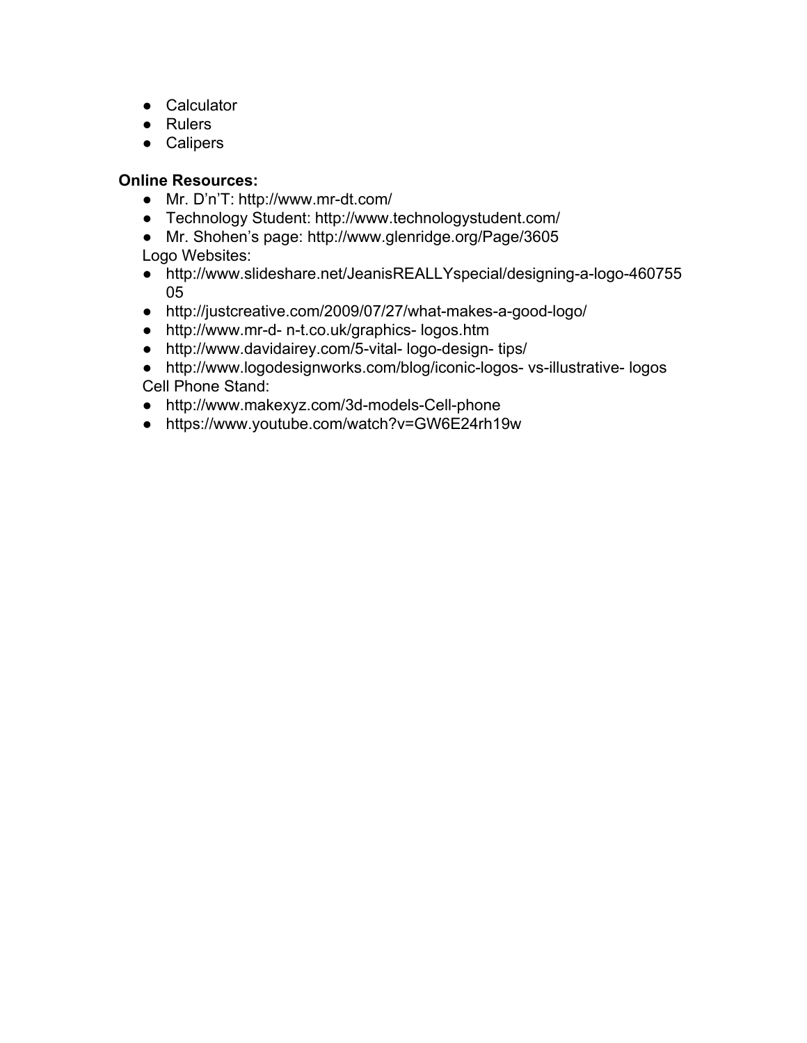- Calculator
- Rulers
- Calipers

**Online Resources:**

- Mr. D'n'T: http://www.mr-dt.com/
- Technology Student: http://www.technologystudent.com/
- Mr. Shohen's page: http://www.glenridge.org/Page/3605

Logo Websites:

- http://www.slideshare.net/JeanisREALLYspecial/designing-a-logo-46075505
- http://justcreative.com/2009/07/27/what-makes-a-good-logo/
- http://www.mr-d- n-t.co.uk/graphics- logos.htm
- http://www.davidairey.com/5-vital- logo-design- tips/
- http://www.logodesignworks.com/blog/iconic-logos- vs-illustrative- logos

Cell Phone Stand:

- http://www.makexyz.com/3d-models-Cell-phone
- https://www.youtube.com/watch?v=GW6E24rh19w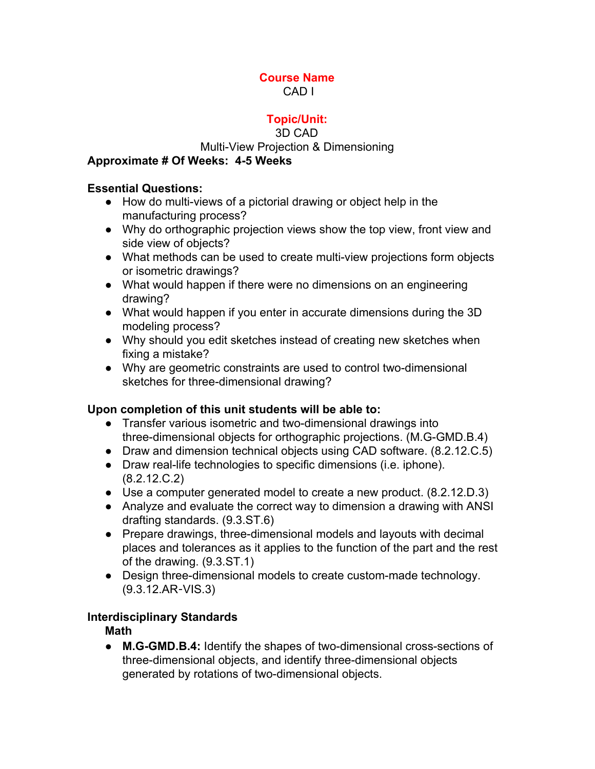**Course Name**

CAD I

**Topic/Unit:**

3D CAD

Multi-View Projection & Dimensioning

**Approximate # Of Weeks: 4-5 Weeks**

**Essential Questions:**

- How do multi-views of a pictorial drawing or object help in the manufacturing process?
- Why do orthographic projection views show the top view, front view and side view of objects?
- What methods can be used to create multi-view projections form objects or isometric drawings?
- What would happen if there were no dimensions on an engineering drawing?
- What would happen if you enter in accurate dimensions during the 3D modeling process?
- Why should you edit sketches instead of creating new sketches when fixing a mistake?
- Why are geometric constraints are used to control two-dimensional sketches for three-dimensional drawing?

**Upon completion of this unit students will be able to:**

- Transfer various isometric and two-dimensional drawings into three-dimensional objects for orthographic projections. (M.G-GMD.B.4)
- Draw and dimension technical objects using CAD software. (8.2.12.C.5)
- Draw real-life technologies to specific dimensions (i.e. iphone). (8.2.12.C.2)
- Use a computer generated model to create a new product. (8.2.12.D.3)
- Analyze and evaluate the correct way to dimension a drawing with ANSI drafting standards. (9.3.ST.6)
- Prepare drawings, three-dimensional models and layouts with decimal places and tolerances as it applies to the function of the part and the rest of the drawing. (9.3.ST.1)
- Design three-dimensional models to create custom-made technology. (9.3.12.AR-VIS.3)

**Interdisciplinary Standards**

**Math**

- **M.G-GMD.B.4:** Identify the shapes of two-dimensional cross-sections of three-dimensional objects, and identify three-dimensional objects generated by rotations of two-dimensional objects.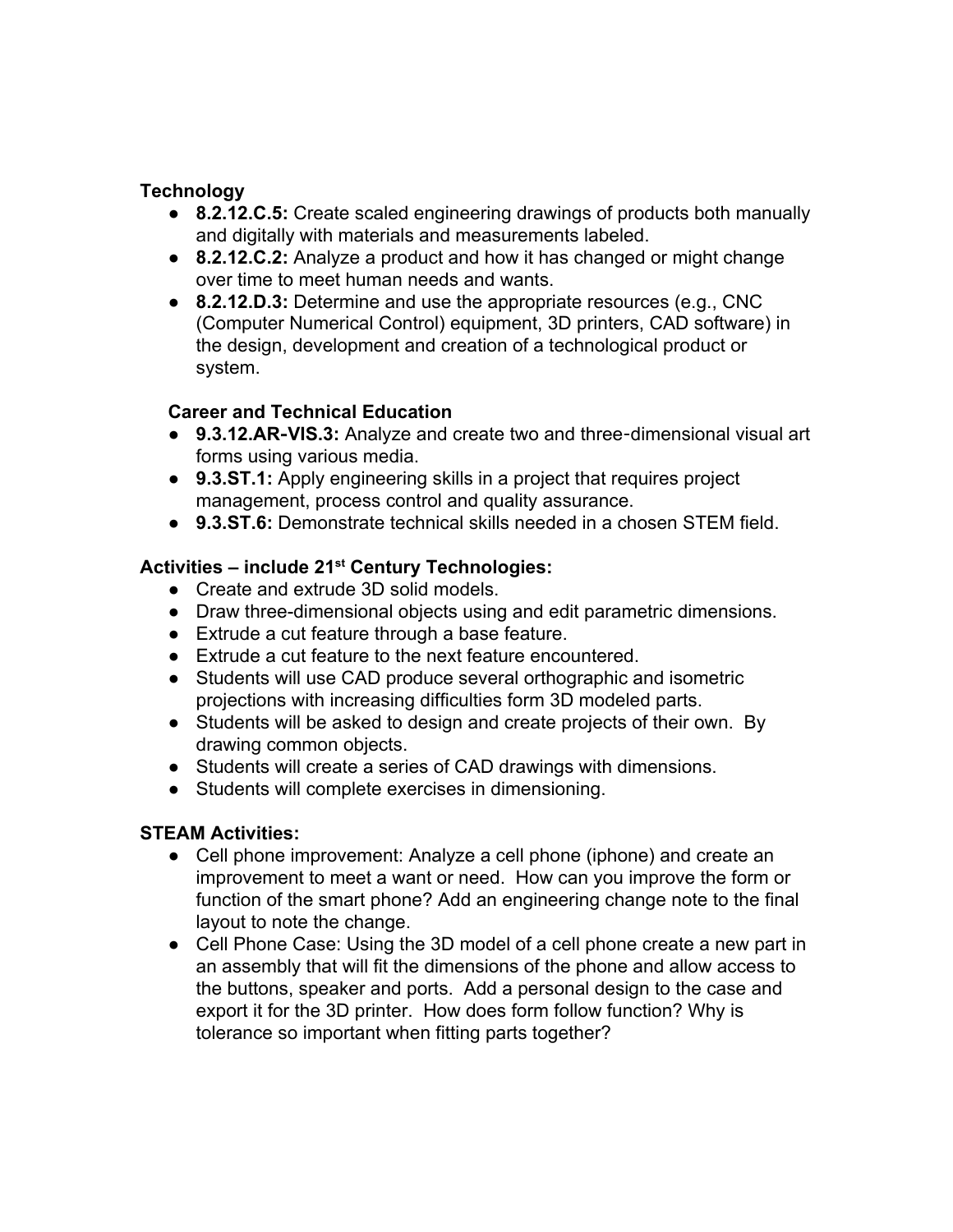**Technology**

- **8.2.12.C.5:** Create scaled engineering drawings of products both manually and digitally with materials and measurements labeled.
- **8.2.12.C.2:** Analyze a product and how it has changed or might change over time to meet human needs and wants.
- **8.2.12.D.3:** Determine and use the appropriate resources (e.g., CNC (Computer Numerical Control) equipment, 3D printers, CAD software) in the design, development and creation of a technological product or system.

**Career and Technical Education**

- **9.3.12.AR-VIS.3:** Analyze and create two and three-dimensional visual art forms using various media.
- **9.3.ST.1:** Apply engineering skills in a project that requires project management, process control and quality assurance.
- **9.3.ST.6:** Demonstrate technical skills needed in a chosen STEM field.

**Activities – include 21st Century Technologies:**

- Create and extrude 3D solid models.
- Draw three-dimensional objects using and edit parametric dimensions.
- Extrude a cut feature through a base feature.
- Extrude a cut feature to the next feature encountered.
- Students will use CAD produce several orthographic and isometric projections with increasing difficulties form 3D modeled parts.
- Students will be asked to design and create projects of their own. By drawing common objects.
- Students will create a series of CAD drawings with dimensions.
- Students will complete exercises in dimensioning.

**STEAM Activities:**

- Cell phone improvement: Analyze a cell phone (iphone) and create an improvement to meet a want or need. How can you improve the form or function of the smart phone? Add an engineering change note to the final layout to note the change.
- Cell Phone Case: Using the 3D model of a cell phone create a new part in an assembly that will fit the dimensions of the phone and allow access to the buttons, speaker and ports. Add a personal design to the case and export it for the 3D printer. How does form follow function? Why is tolerance so important when fitting parts together?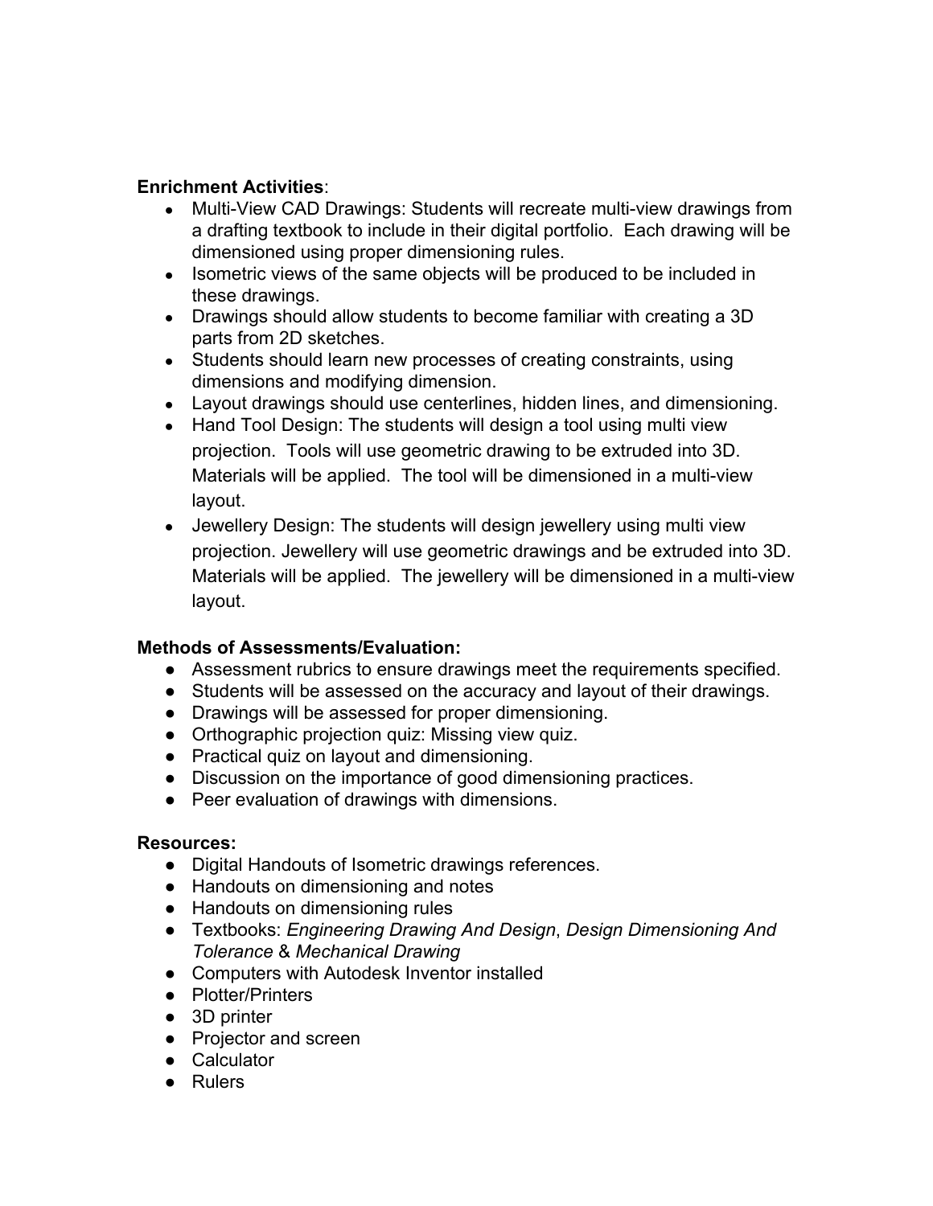**Enrichment Activities**:

- Multi-View CAD Drawings: Students will recreate multi-view drawings from a drafting textbook to include in their digital portfolio. Each drawing will be dimensioned using proper dimensioning rules.
- Isometric views of the same objects will be produced to be included in these drawings.
- Drawings should allow students to become familiar with creating a 3D parts from 2D sketches.
- Students should learn new processes of creating constraints, using dimensions and modifying dimension.
- Layout drawings should use centerlines, hidden lines, and dimensioning.
- Hand Tool Design: The students will design a tool using multi view projection. Tools will use geometric drawing to be extruded into 3D. Materials will be applied. The tool will be dimensioned in a multi-view layout.
- Jewellery Design: The students will design jewellery using multi view projection. Jewellery will use geometric drawings and be extruded into 3D. Materials will be applied. The jewellery will be dimensioned in a multi-view layout.

**Methods of Assessments/Evaluation:**

- Assessment rubrics to ensure drawings meet the requirements specified.
- Students will be assessed on the accuracy and layout of their drawings.
- Drawings will be assessed for proper dimensioning.
- Orthographic projection quiz: Missing view quiz.
- Practical quiz on layout and dimensioning.
- Discussion on the importance of good dimensioning practices.
- Peer evaluation of drawings with dimensions.

**Resources:**

- Digital Handouts of Isometric drawings references.
- Handouts on dimensioning and notes
- Handouts on dimensioning rules
- Textbooks: *Engineering Drawing And Design*, *Design Dimensioning And Tolerance* & *Mechanical Drawing*
- Computers with Autodesk Inventor installed
- Plotter/Printers
- 3D printer
- Projector and screen
- Calculator
- Rulers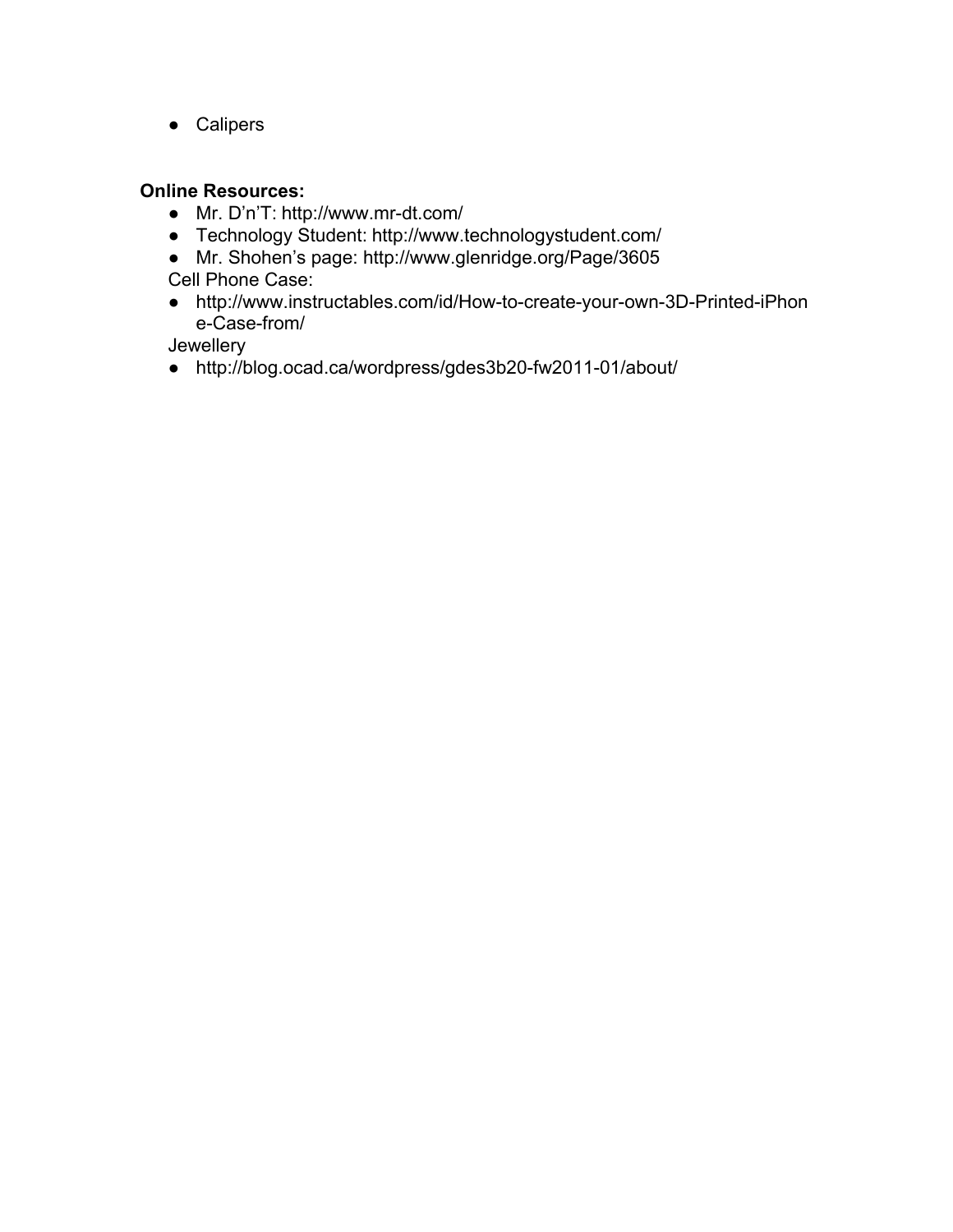- Calipers

**Online Resources:**

- Mr. D’n’T: http://www.mr-dt.com/
- Technology Student: http://www.technologystudent.com/
- Mr. Shohen’s page: http://www.glenridge.org/Page/3605

Cell Phone Case:

- http://www.instructables.com/id/How-to-create-your-own-3D-Printed-iPhone-Case-from/

Jewellery

- http://blog.ocad.ca/wordpress/gdes3b20-fw2011-01/about/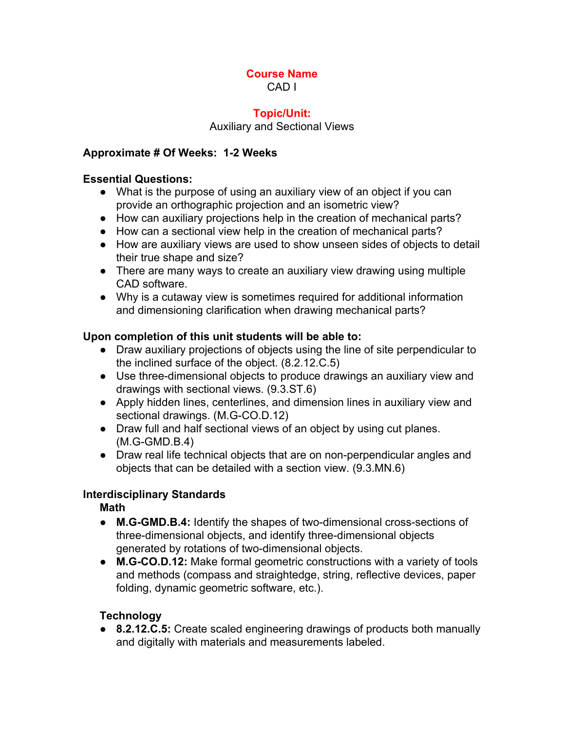**Course Name**

CAD I

**Topic/Unit:**

Auxiliary and Sectional Views

**Approximate # Of Weeks: 1-2 Weeks**

**Essential Questions:**

- What is the purpose of using an auxiliary view of an object if you can provide an orthographic projection and an isometric view?
- How can auxiliary projections help in the creation of mechanical parts?
- How can a sectional view help in the creation of mechanical parts?
- How are auxiliary views are used to show unseen sides of objects to detail their true shape and size?
- There are many ways to create an auxiliary view drawing using multiple CAD software.
- Why is a cutaway view is sometimes required for additional information and dimensioning clarification when drawing mechanical parts?

**Upon completion of this unit students will be able to:**

- Draw auxiliary projections of objects using the line of site perpendicular to the inclined surface of the object. (8.2.12.C.5)
- Use three-dimensional objects to produce drawings an auxiliary view and drawings with sectional views. (9.3.ST.6)
- Apply hidden lines, centerlines, and dimension lines in auxiliary view and sectional drawings. (M.G-CO.D.12)
- Draw full and half sectional views of an object by using cut planes. (M.G-GMD.B.4)
- Draw real life technical objects that are on non-perpendicular angles and objects that can be detailed with a section view. (9.3.MN.6)

**Interdisciplinary Standards**

**Math**

- **M.G-GMD.B.4:** Identify the shapes of two-dimensional cross-sections of three-dimensional objects, and identify three-dimensional objects generated by rotations of two-dimensional objects.
- **M.G-CO.D.12:** Make formal geometric constructions with a variety of tools and methods (compass and straightedge, string, reflective devices, paper folding, dynamic geometric software, etc.).

**Technology**

- **8.2.12.C.5:** Create scaled engineering drawings of products both manually and digitally with materials and measurements labeled.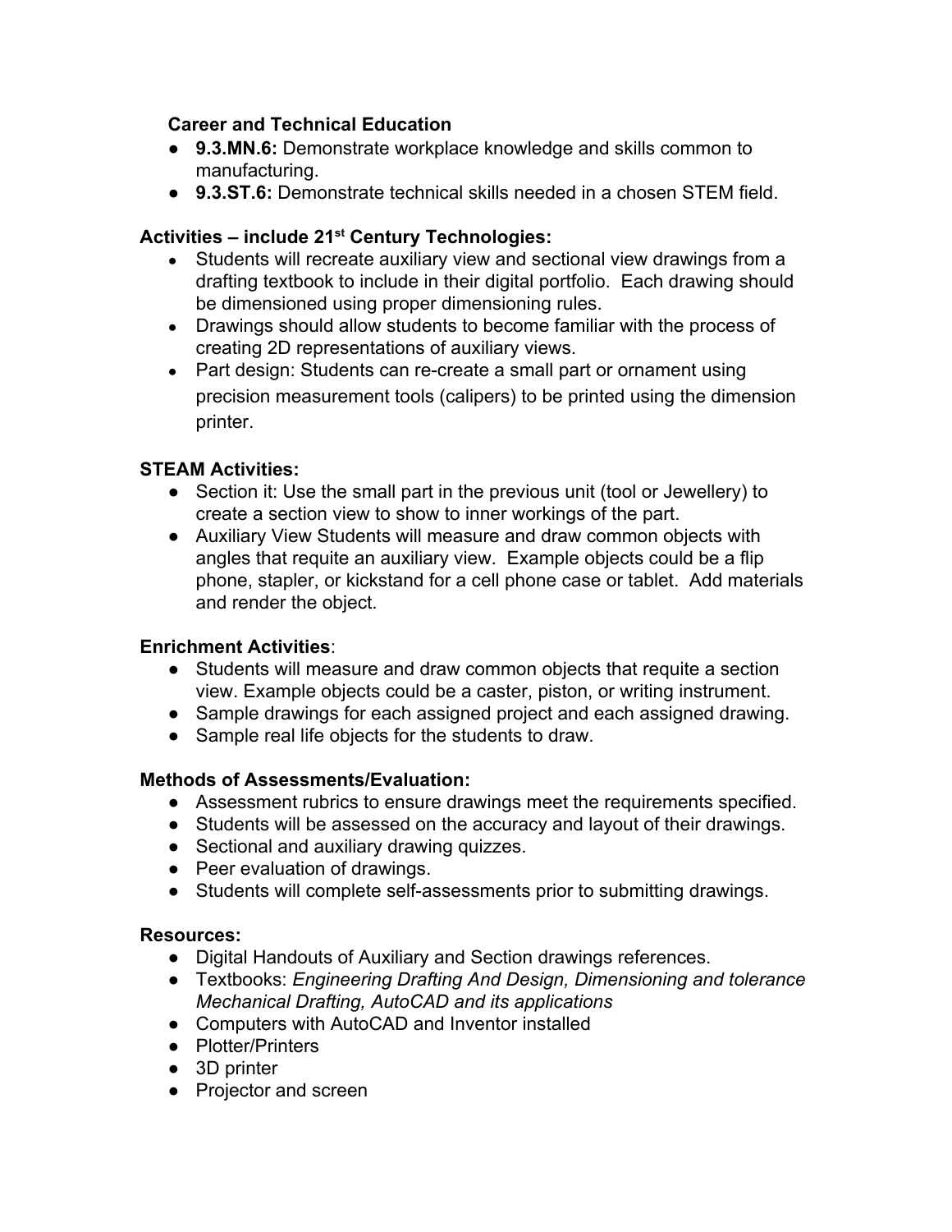**Career and Technical Education**

- **9.3.MN.6:** Demonstrate workplace knowledge and skills common to manufacturing.
- **9.3.ST.6:** Demonstrate technical skills needed in a chosen STEM field.

**Activities – include 21st Century Technologies:**

- Students will recreate auxiliary view and sectional view drawings from a drafting textbook to include in their digital portfolio. Each drawing should be dimensioned using proper dimensioning rules.
- Drawings should allow students to become familiar with the process of creating 2D representations of auxiliary views.
- Part design: Students can re-create a small part or ornament using precision measurement tools (calipers) to be printed using the dimension printer.

**STEAM Activities:**

- Section it: Use the small part in the previous unit (tool or Jewellery) to create a section view to show to inner workings of the part.
- Auxiliary View Students will measure and draw common objects with angles that requite an auxiliary view. Example objects could be a flip phone, stapler, or kickstand for a cell phone case or tablet. Add materials and render the object.

**Enrichment Activities**:

- Students will measure and draw common objects that requite a section view. Example objects could be a caster, piston, or writing instrument.
- Sample drawings for each assigned project and each assigned drawing.
- Sample real life objects for the students to draw.

**Methods of Assessments/Evaluation:**

- Assessment rubrics to ensure drawings meet the requirements specified.
- Students will be assessed on the accuracy and layout of their drawings.
- Sectional and auxiliary drawing quizzes.
- Peer evaluation of drawings.
- Students will complete self-assessments prior to submitting drawings.

**Resources:**

- Digital Handouts of Auxiliary and Section drawings references.
- Textbooks: *Engineering Drafting And Design, Dimensioning and tolerance Mechanical Drafting, AutoCAD and its applications*
- Computers with AutoCAD and Inventor installed
- Plotter/Printers
- 3D printer
- Projector and screen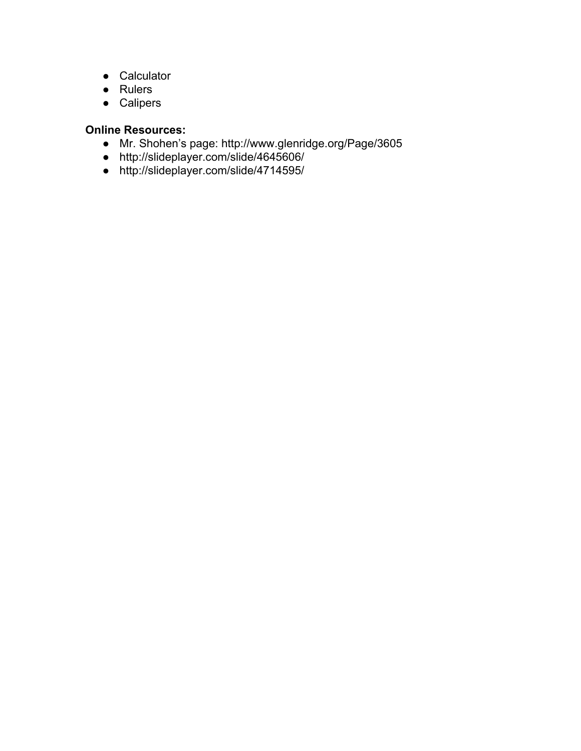- Calculator
- Rulers
- Calipers

**Online Resources:**

- Mr. Shohen's page: http://www.glenridge.org/Page/3605
- http://slideplayer.com/slide/4645606/
- http://slideplayer.com/slide/4714595/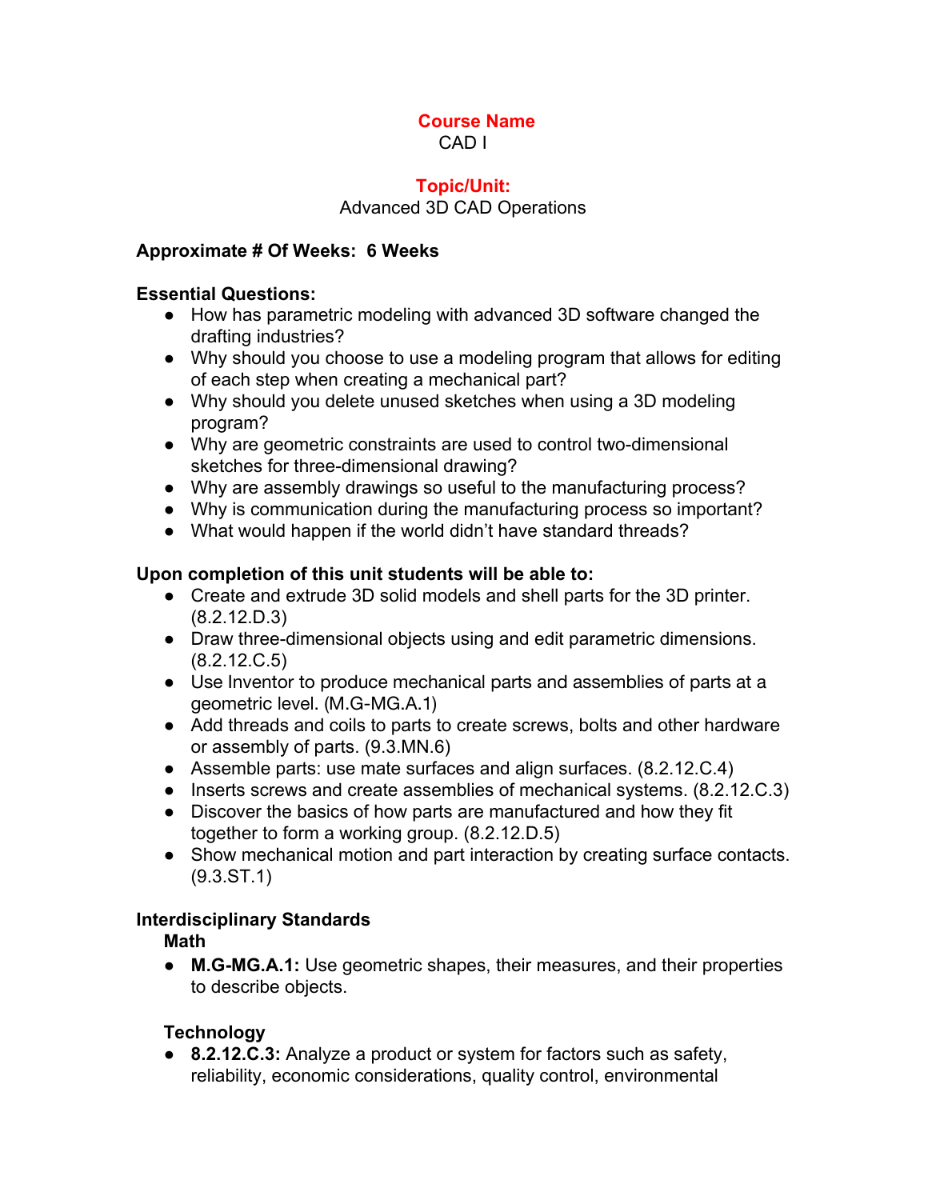**Course Name**

CAD I

**Topic/Unit:**

Advanced 3D CAD Operations

**Approximate # Of Weeks: 6 Weeks**

**Essential Questions:**

- How has parametric modeling with advanced 3D software changed the drafting industries?
- Why should you choose to use a modeling program that allows for editing of each step when creating a mechanical part?
- Why should you delete unused sketches when using a 3D modeling program?
- Why are geometric constraints are used to control two-dimensional sketches for three-dimensional drawing?
- Why are assembly drawings so useful to the manufacturing process?
- Why is communication during the manufacturing process so important?
- What would happen if the world didn't have standard threads?

**Upon completion of this unit students will be able to:**

- Create and extrude 3D solid models and shell parts for the 3D printer. (8.2.12.D.3)
- Draw three-dimensional objects using and edit parametric dimensions. (8.2.12.C.5)
- Use Inventor to produce mechanical parts and assemblies of parts at a geometric level. (M.G-MG.A.1)
- Add threads and coils to parts to create screws, bolts and other hardware or assembly of parts. (9.3.MN.6)
- Assemble parts: use mate surfaces and align surfaces. (8.2.12.C.4)
- Inserts screws and create assemblies of mechanical systems. (8.2.12.C.3)
- Discover the basics of how parts are manufactured and how they fit together to form a working group. (8.2.12.D.5)
- Show mechanical motion and part interaction by creating surface contacts. (9.3.ST.1)

**Interdisciplinary Standards**

**Math**

- **M.G-MG.A.1:** Use geometric shapes, their measures, and their properties to describe objects.

**Technology**

- **8.2.12.C.3:** Analyze a product or system for factors such as safety, reliability, economic considerations, quality control, environmental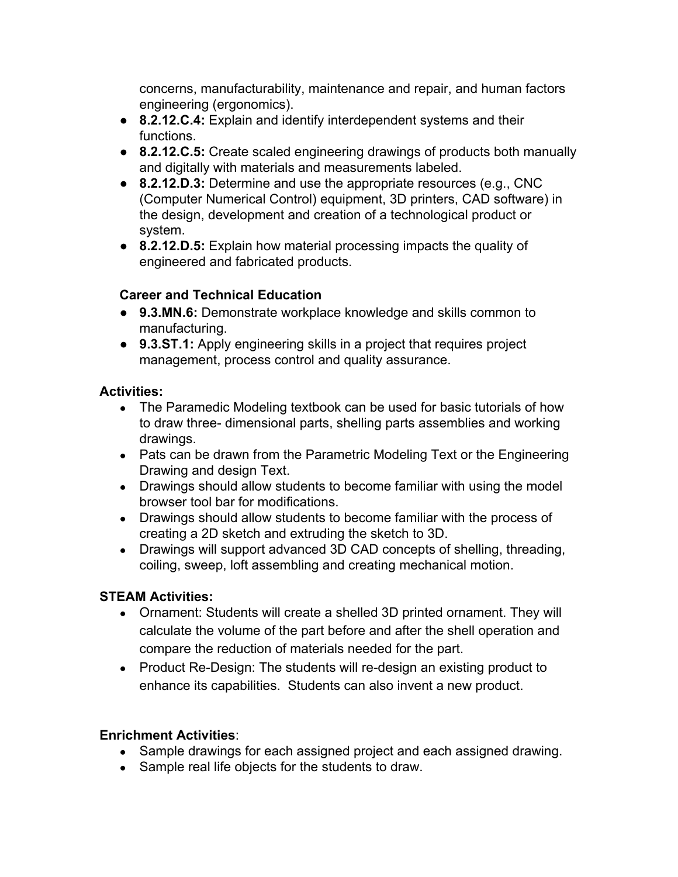concerns, manufacturability, maintenance and repair, and human factors engineering (ergonomics).

- **8.2.12.C.4:** Explain and identify interdependent systems and their functions.
- **8.2.12.C.5:** Create scaled engineering drawings of products both manually and digitally with materials and measurements labeled.
- **8.2.12.D.3:** Determine and use the appropriate resources (e.g., CNC (Computer Numerical Control) equipment, 3D printers, CAD software) in the design, development and creation of a technological product or system.
- **8.2.12.D.5:** Explain how material processing impacts the quality of engineered and fabricated products.

**Career and Technical Education**

- **9.3.MN.6:** Demonstrate workplace knowledge and skills common to manufacturing.
- **9.3.ST.1:** Apply engineering skills in a project that requires project management, process control and quality assurance.

**Activities:**

- The Paramedic Modeling textbook can be used for basic tutorials of how to draw three- dimensional parts, shelling parts assemblies and working drawings.
- Pats can be drawn from the Parametric Modeling Text or the Engineering Drawing and design Text.
- Drawings should allow students to become familiar with using the model browser tool bar for modifications.
- Drawings should allow students to become familiar with the process of creating a 2D sketch and extruding the sketch to 3D.
- Drawings will support advanced 3D CAD concepts of shelling, threading, coiling, sweep, loft assembling and creating mechanical motion.

**STEAM Activities:**

- Ornament: Students will create a shelled 3D printed ornament. They will calculate the volume of the part before and after the shell operation and compare the reduction of materials needed for the part.
- Product Re-Design: The students will re-design an existing product to enhance its capabilities. Students can also invent a new product.

**Enrichment Activities**:

- Sample drawings for each assigned project and each assigned drawing.
- Sample real life objects for the students to draw.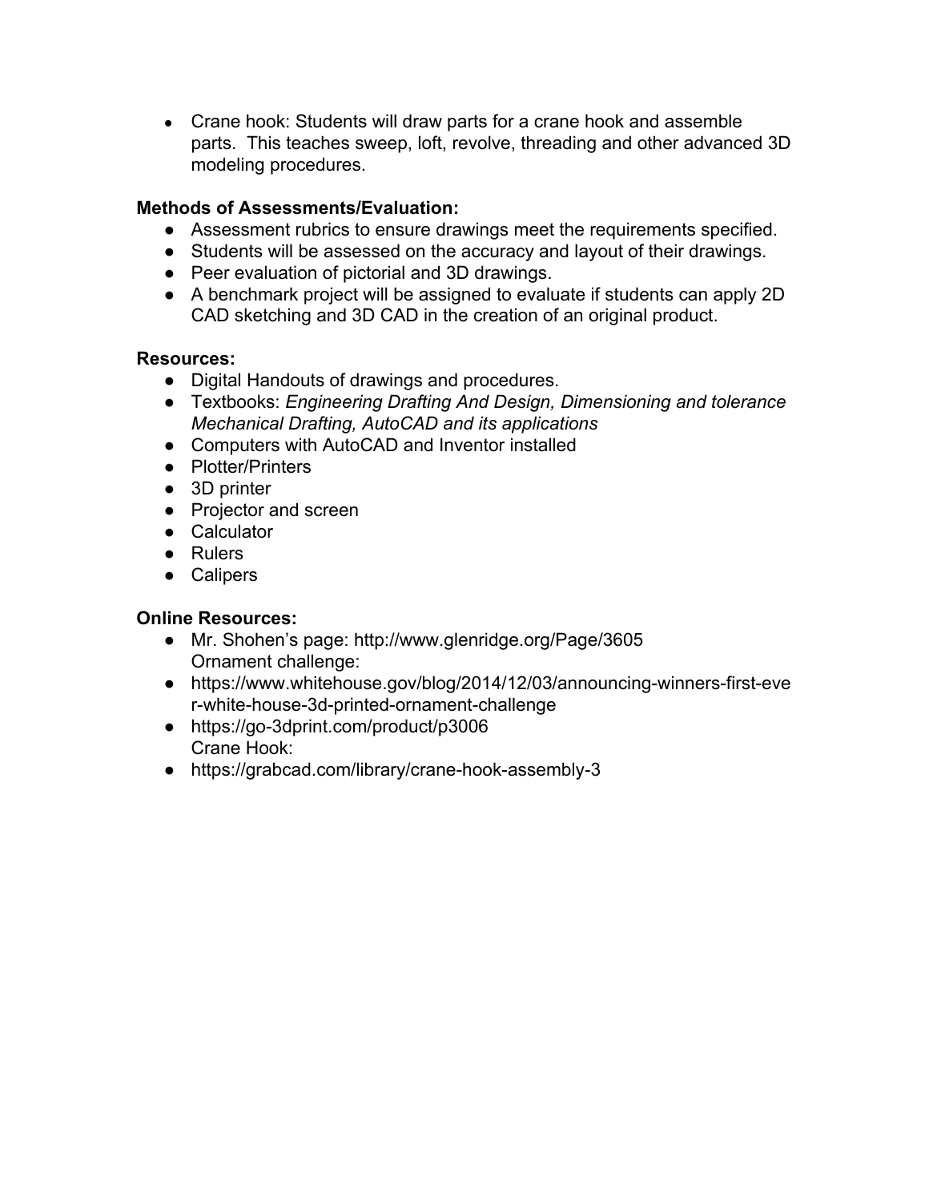- Crane hook: Students will draw parts for a crane hook and assemble parts. This teaches sweep, loft, revolve, threading and other advanced 3D modeling procedures.

**Methods of Assessments/Evaluation:**

- Assessment rubrics to ensure drawings meet the requirements specified.
- Students will be assessed on the accuracy and layout of their drawings.
- Peer evaluation of pictorial and 3D drawings.
- A benchmark project will be assigned to evaluate if students can apply 2D CAD sketching and 3D CAD in the creation of an original product.

**Resources:**

- Digital Handouts of drawings and procedures.
- Textbooks: *Engineering Drafting And Design, Dimensioning and tolerance Mechanical Drafting, AutoCAD and its applications*
- Computers with AutoCAD and Inventor installed
- Plotter/Printers
- 3D printer
- Projector and screen
- Calculator
- Rulers
- Calipers

**Online Resources:**

- Mr. Shohen's page: http://www.glenridge.org/Page/3605
  Ornament challenge:
- https://www.whitehouse.gov/blog/2014/12/03/announcing-winners-first-ever-white-house-3d-printed-ornament-challenge
- https://go-3dprint.com/product/p3006
  Crane Hook:
- https://grabcad.com/library/crane-hook-assembly-3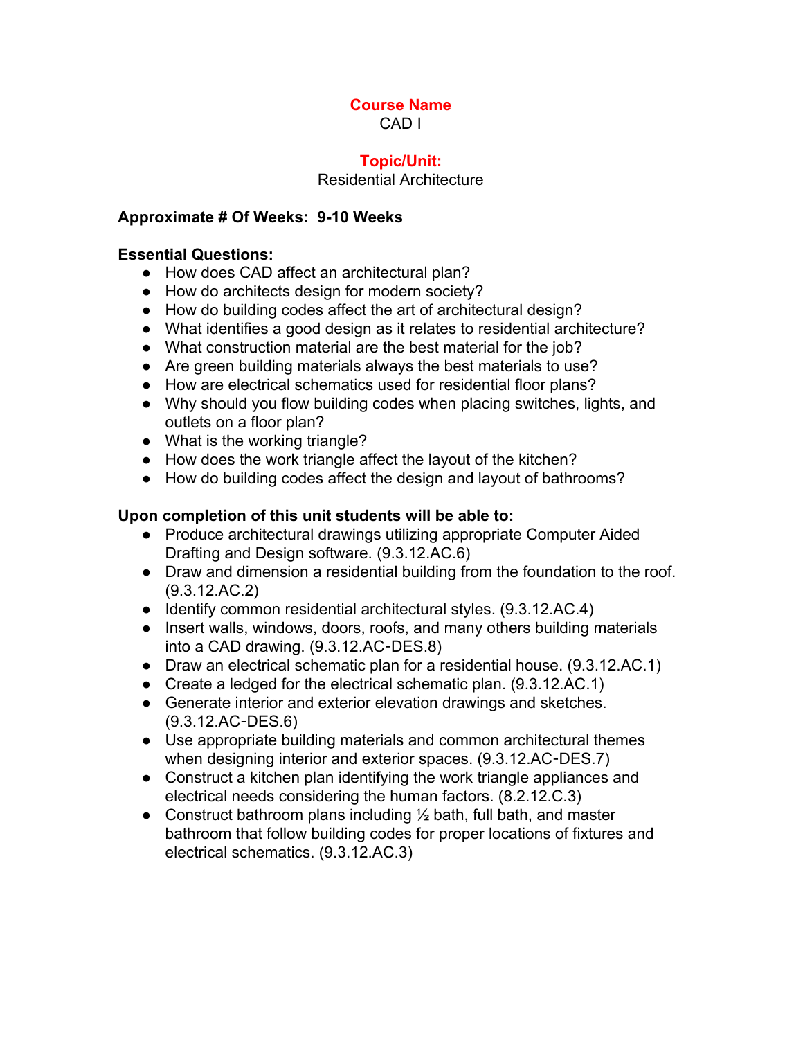**Course Name**

CAD I

**Topic/Unit:**

Residential Architecture

**Approximate # Of Weeks: 9-10 Weeks**

**Essential Questions:**

- How does CAD affect an architectural plan?
- How do architects design for modern society?
- How do building codes affect the art of architectural design?
- What identifies a good design as it relates to residential architecture?
- What construction material are the best material for the job?
- Are green building materials always the best materials to use?
- How are electrical schematics used for residential floor plans?
- Why should you flow building codes when placing switches, lights, and outlets on a floor plan?
- What is the working triangle?
- How does the work triangle affect the layout of the kitchen?
- How do building codes affect the design and layout of bathrooms?

**Upon completion of this unit students will be able to:**

- Produce architectural drawings utilizing appropriate Computer Aided Drafting and Design software. (9.3.12.AC.6)
- Draw and dimension a residential building from the foundation to the roof. (9.3.12.AC.2)
- Identify common residential architectural styles. (9.3.12.AC.4)
- Insert walls, windows, doors, roofs, and many others building materials into a CAD drawing. (9.3.12.AC-DES.8)
- Draw an electrical schematic plan for a residential house. (9.3.12.AC.1)
- Create a ledged for the electrical schematic plan. (9.3.12.AC.1)
- Generate interior and exterior elevation drawings and sketches. (9.3.12.AC-DES.6)
- Use appropriate building materials and common architectural themes when designing interior and exterior spaces. (9.3.12.AC-DES.7)
- Construct a kitchen plan identifying the work triangle appliances and electrical needs considering the human factors. (8.2.12.C.3)
- Construct bathroom plans including ½ bath, full bath, and master bathroom that follow building codes for proper locations of fixtures and electrical schematics. (9.3.12.AC.3)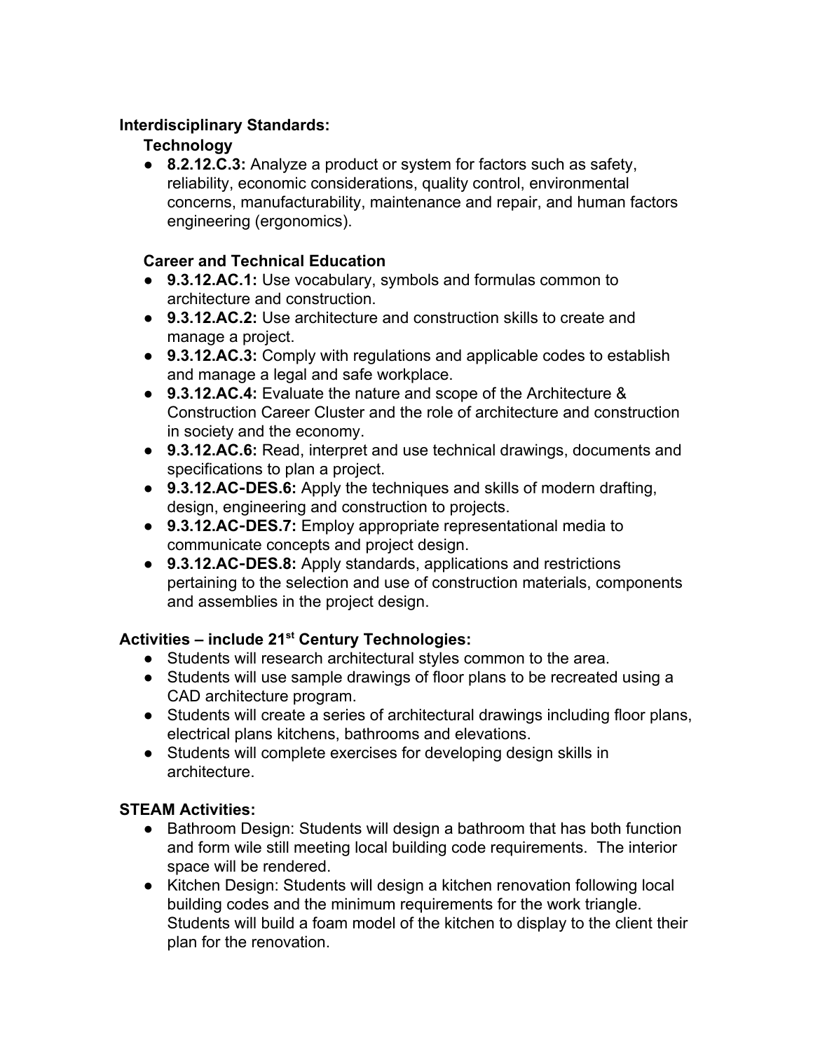**Interdisciplinary Standards:**

**Technology**

- **8.2.12.C.3:** Analyze a product or system for factors such as safety, reliability, economic considerations, quality control, environmental concerns, manufacturability, maintenance and repair, and human factors engineering (ergonomics).

**Career and Technical Education**

- **9.3.12.AC.1:** Use vocabulary, symbols and formulas common to architecture and construction.
- **9.3.12.AC.2:** Use architecture and construction skills to create and manage a project.
- **9.3.12.AC.3:** Comply with regulations and applicable codes to establish and manage a legal and safe workplace.
- **9.3.12.AC.4:** Evaluate the nature and scope of the Architecture & Construction Career Cluster and the role of architecture and construction in society and the economy.
- **9.3.12.AC.6:** Read, interpret and use technical drawings, documents and specifications to plan a project.
- **9.3.12.AC-DES.6:** Apply the techniques and skills of modern drafting, design, engineering and construction to projects.
- **9.3.12.AC-DES.7:** Employ appropriate representational media to communicate concepts and project design.
- **9.3.12.AC-DES.8:** Apply standards, applications and restrictions pertaining to the selection and use of construction materials, components and assemblies in the project design.

**Activities – include 21st Century Technologies:**

- Students will research architectural styles common to the area.
- Students will use sample drawings of floor plans to be recreated using a CAD architecture program.
- Students will create a series of architectural drawings including floor plans, electrical plans kitchens, bathrooms and elevations.
- Students will complete exercises for developing design skills in architecture.

**STEAM Activities:**

- Bathroom Design: Students will design a bathroom that has both function and form wile still meeting local building code requirements. The interior space will be rendered.
- Kitchen Design: Students will design a kitchen renovation following local building codes and the minimum requirements for the work triangle. Students will build a foam model of the kitchen to display to the client their plan for the renovation.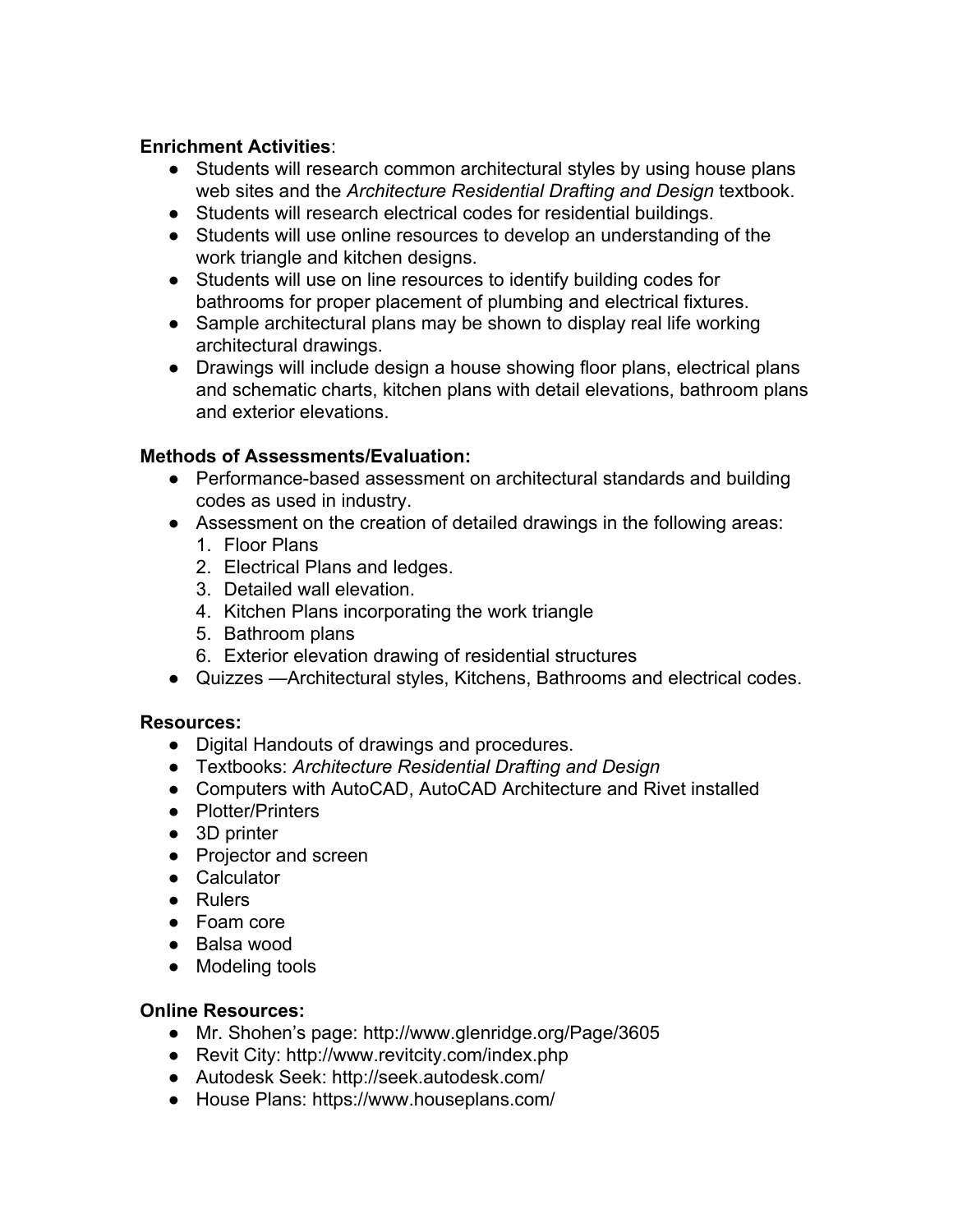**Enrichment Activities**:

- Students will research common architectural styles by using house plans web sites and the *Architecture Residential Drafting and Design* textbook.
- Students will research electrical codes for residential buildings.
- Students will use online resources to develop an understanding of the work triangle and kitchen designs.
- Students will use on line resources to identify building codes for bathrooms for proper placement of plumbing and electrical fixtures.
- Sample architectural plans may be shown to display real life working architectural drawings.
- Drawings will include design a house showing floor plans, electrical plans and schematic charts, kitchen plans with detail elevations, bathroom plans and exterior elevations.

**Methods of Assessments/Evaluation:**

- Performance-based assessment on architectural standards and building codes as used in industry.
- Assessment on the creation of detailed drawings in the following areas:
  1. Floor Plans
  2. Electrical Plans and ledges.
  3. Detailed wall elevation.
  4. Kitchen Plans incorporating the work triangle
  5. Bathroom plans
  6. Exterior elevation drawing of residential structures
- Quizzes —Architectural styles, Kitchens, Bathrooms and electrical codes.

**Resources:**

- Digital Handouts of drawings and procedures.
- Textbooks: *Architecture Residential Drafting and Design*
- Computers with AutoCAD, AutoCAD Architecture and Rivet installed
- Plotter/Printers
- 3D printer
- Projector and screen
- Calculator
- Rulers
- Foam core
- Balsa wood
- Modeling tools

**Online Resources:**

- Mr. Shohen's page: http://www.glenridge.org/Page/3605
- Revit City: http://www.revitcity.com/index.php
- Autodesk Seek: http://seek.autodesk.com/
- House Plans: https://www.houseplans.com/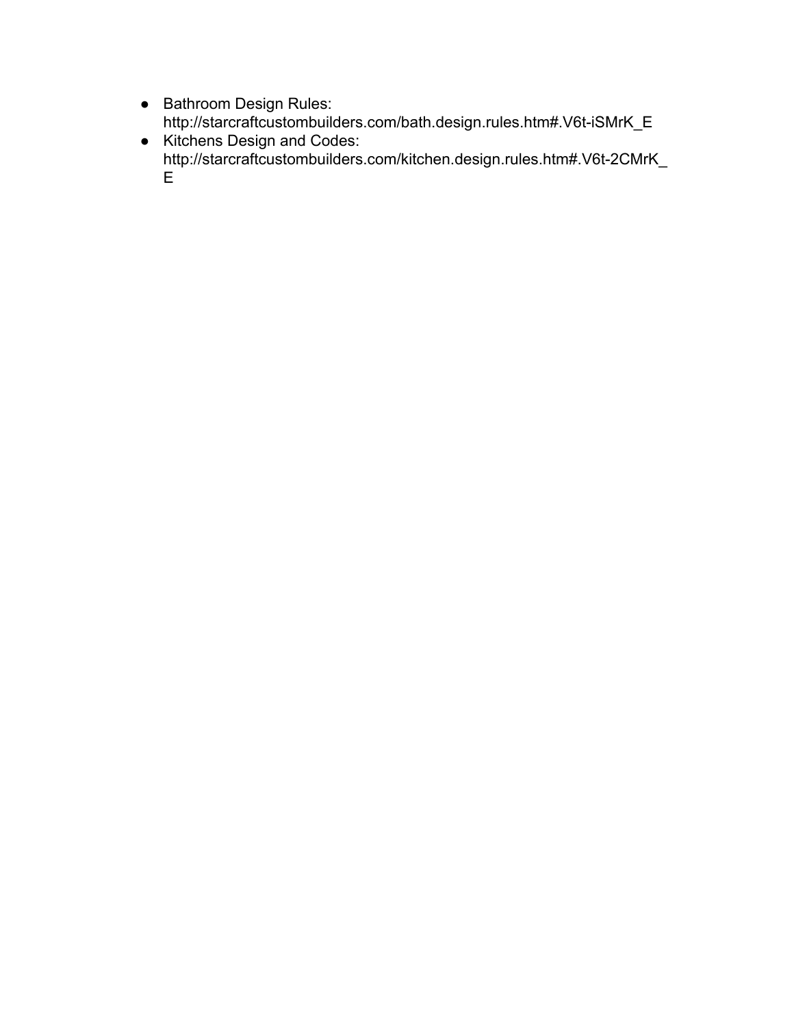- Bathroom Design Rules: http://starcraftcustombuilders.com/bath.design.rules.htm#.V6t-iSMrK_E
- Kitchens Design and Codes: http://starcraftcustombuilders.com/kitchen.design.rules.htm#.V6t-2CMrK_E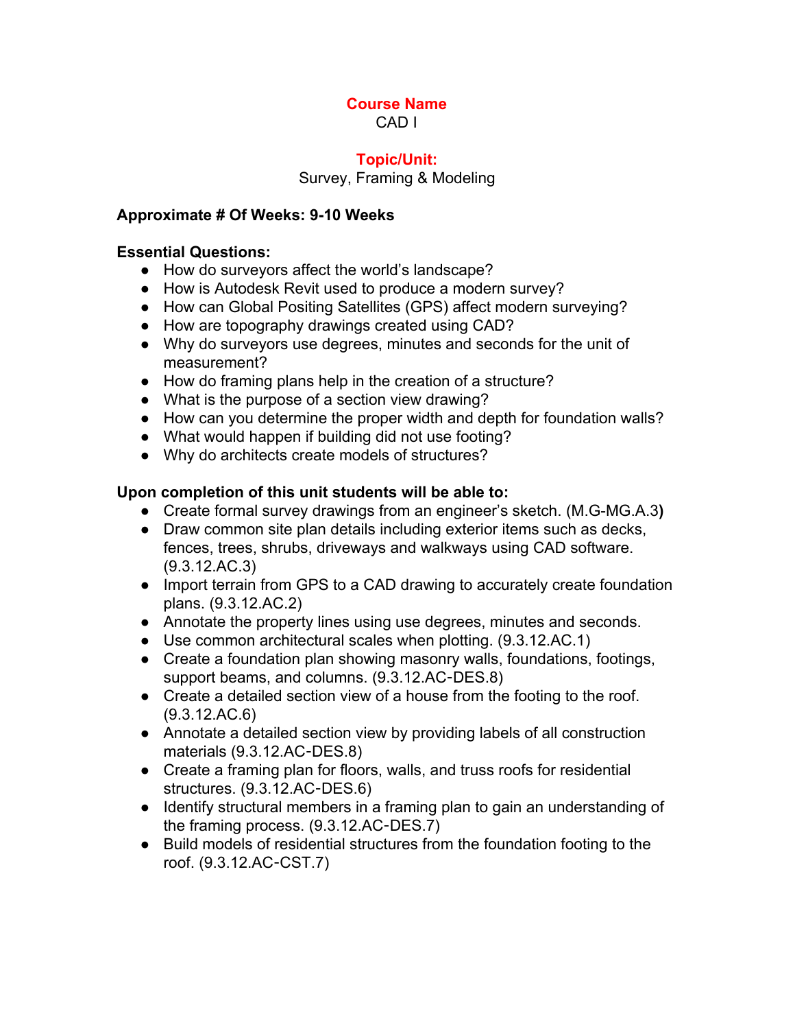**Course Name**

CAD I

**Topic/Unit:**

Survey, Framing & Modeling

**Approximate # Of Weeks: 9-10 Weeks**

**Essential Questions:**

- How do surveyors affect the world's landscape?
- How is Autodesk Revit used to produce a modern survey?
- How can Global Positing Satellites (GPS) affect modern surveying?
- How are topography drawings created using CAD?
- Why do surveyors use degrees, minutes and seconds for the unit of measurement?
- How do framing plans help in the creation of a structure?
- What is the purpose of a section view drawing?
- How can you determine the proper width and depth for foundation walls?
- What would happen if building did not use footing?
- Why do architects create models of structures?

**Upon completion of this unit students will be able to:**

- Create formal survey drawings from an engineer's sketch. (M.G-MG.A.3**)**
- Draw common site plan details including exterior items such as decks, fences, trees, shrubs, driveways and walkways using CAD software. (9.3.12.AC.3)
- Import terrain from GPS to a CAD drawing to accurately create foundation plans. (9.3.12.AC.2)
- Annotate the property lines using use degrees, minutes and seconds.
- Use common architectural scales when plotting. (9.3.12.AC.1)
- Create a foundation plan showing masonry walls, foundations, footings, support beams, and columns. (9.3.12.AC-DES.8)
- Create a detailed section view of a house from the footing to the roof. (9.3.12.AC.6)
- Annotate a detailed section view by providing labels of all construction materials (9.3.12.AC-DES.8)
- Create a framing plan for floors, walls, and truss roofs for residential structures. (9.3.12.AC-DES.6)
- Identify structural members in a framing plan to gain an understanding of the framing process. (9.3.12.AC-DES.7)
- Build models of residential structures from the foundation footing to the roof. (9.3.12.AC-CST.7)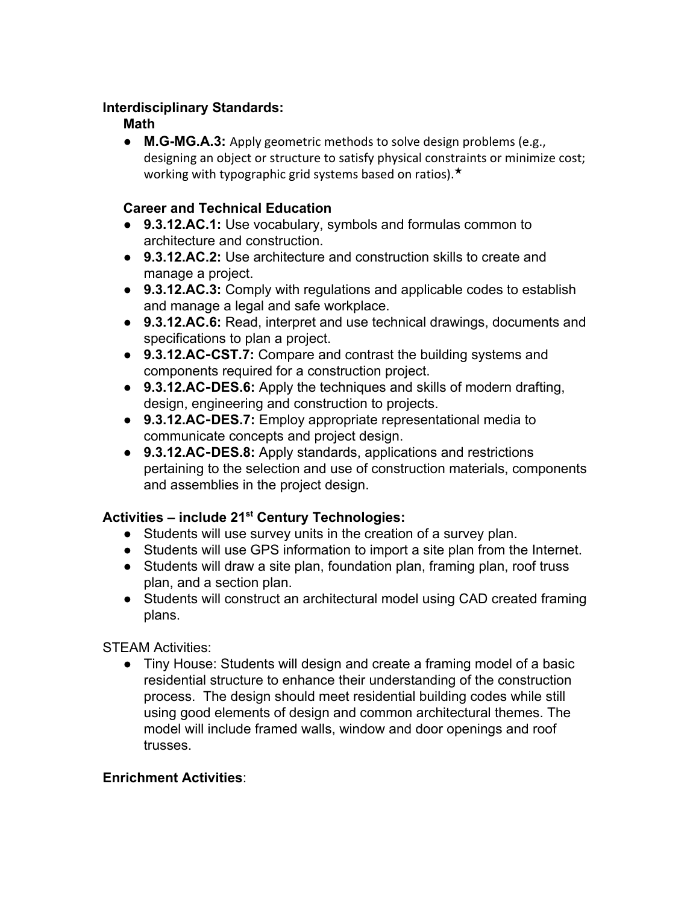**Interdisciplinary Standards:**

**Math**

- **M.G-MG.A.3:** Apply geometric methods to solve design problems (e.g., designing an object or structure to satisfy physical constraints or minimize cost; working with typographic grid systems based on ratios).★

**Career and Technical Education**

- **9.3.12.AC.1:** Use vocabulary, symbols and formulas common to architecture and construction.
- **9.3.12.AC.2:** Use architecture and construction skills to create and manage a project.
- **9.3.12.AC.3:** Comply with regulations and applicable codes to establish and manage a legal and safe workplace.
- **9.3.12.AC.6:** Read, interpret and use technical drawings, documents and specifications to plan a project.
- **9.3.12.AC-CST.7:** Compare and contrast the building systems and components required for a construction project.
- **9.3.12.AC-DES.6:** Apply the techniques and skills of modern drafting, design, engineering and construction to projects.
- **9.3.12.AC-DES.7:** Employ appropriate representational media to communicate concepts and project design.
- **9.3.12.AC-DES.8:** Apply standards, applications and restrictions pertaining to the selection and use of construction materials, components and assemblies in the project design.

**Activities – include 21st Century Technologies:**

- Students will use survey units in the creation of a survey plan.
- Students will use GPS information to import a site plan from the Internet.
- Students will draw a site plan, foundation plan, framing plan, roof truss plan, and a section plan.
- Students will construct an architectural model using CAD created framing plans.

STEAM Activities:

- Tiny House: Students will design and create a framing model of a basic residential structure to enhance their understanding of the construction process. The design should meet residential building codes while still using good elements of design and common architectural themes. The model will include framed walls, window and door openings and roof trusses.

**Enrichment Activities**: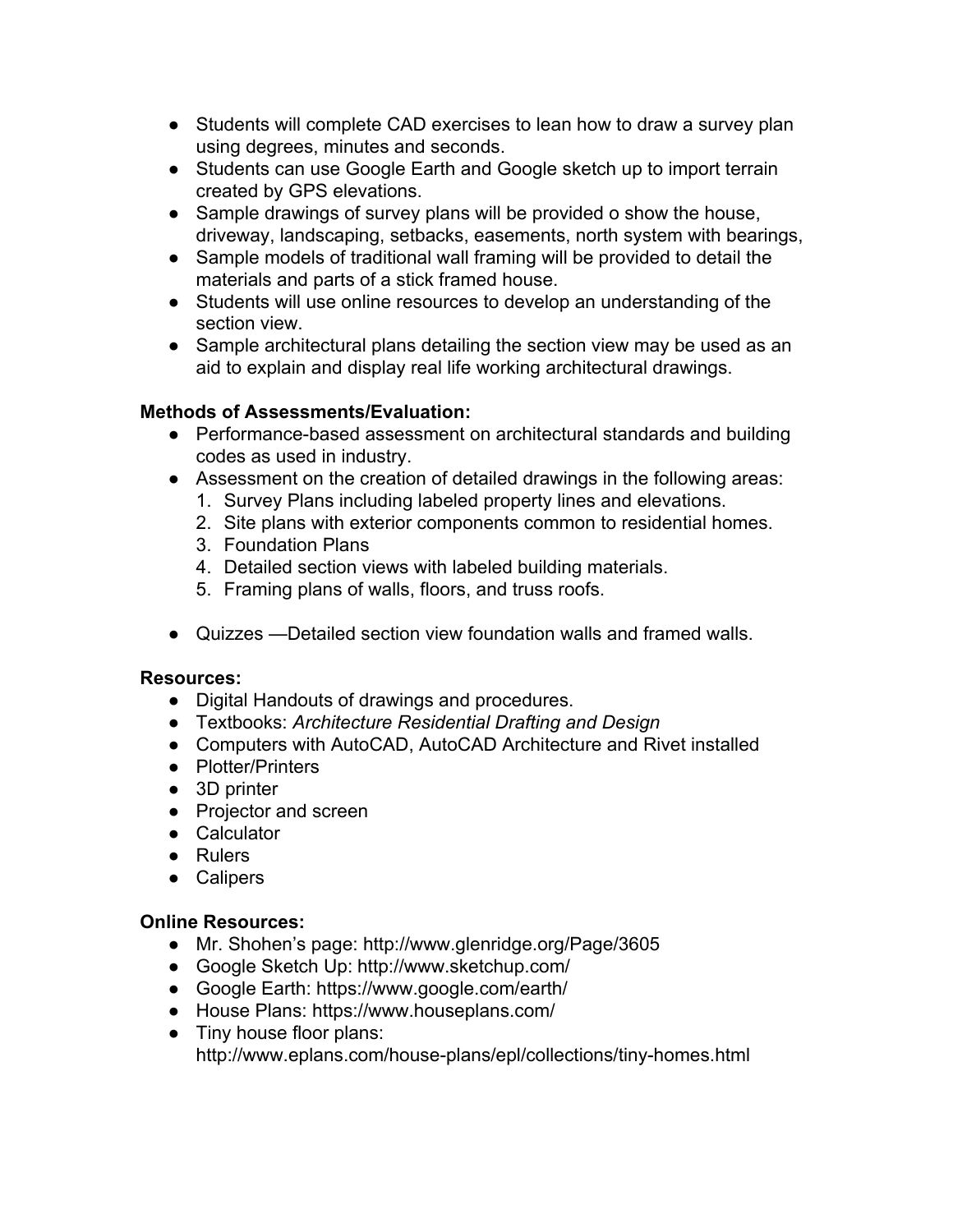- Students will complete CAD exercises to lean how to draw a survey plan using degrees, minutes and seconds.
- Students can use Google Earth and Google sketch up to import terrain created by GPS elevations.
- Sample drawings of survey plans will be provided o show the house, driveway, landscaping, setbacks, easements, north system with bearings,
- Sample models of traditional wall framing will be provided to detail the materials and parts of a stick framed house.
- Students will use online resources to develop an understanding of the section view.
- Sample architectural plans detailing the section view may be used as an aid to explain and display real life working architectural drawings.

**Methods of Assessments/Evaluation:**

- Performance-based assessment on architectural standards and building codes as used in industry.
- Assessment on the creation of detailed drawings in the following areas:
  1. Survey Plans including labeled property lines and elevations.
  2. Site plans with exterior components common to residential homes.
  3. Foundation Plans
  4. Detailed section views with labeled building materials.
  5. Framing plans of walls, floors, and truss roofs.

- Quizzes —Detailed section view foundation walls and framed walls.

**Resources:**

- Digital Handouts of drawings and procedures.
- Textbooks: *Architecture Residential Drafting and Design*
- Computers with AutoCAD, AutoCAD Architecture and Rivet installed
- Plotter/Printers
- 3D printer
- Projector and screen
- Calculator
- Rulers
- Calipers

**Online Resources:**

- Mr. Shohen's page: http://www.glenridge.org/Page/3605
- Google Sketch Up: http://www.sketchup.com/
- Google Earth: https://www.google.com/earth/
- House Plans: https://www.houseplans.com/
- Tiny house floor plans: http://www.eplans.com/house-plans/epl/collections/tiny-homes.html